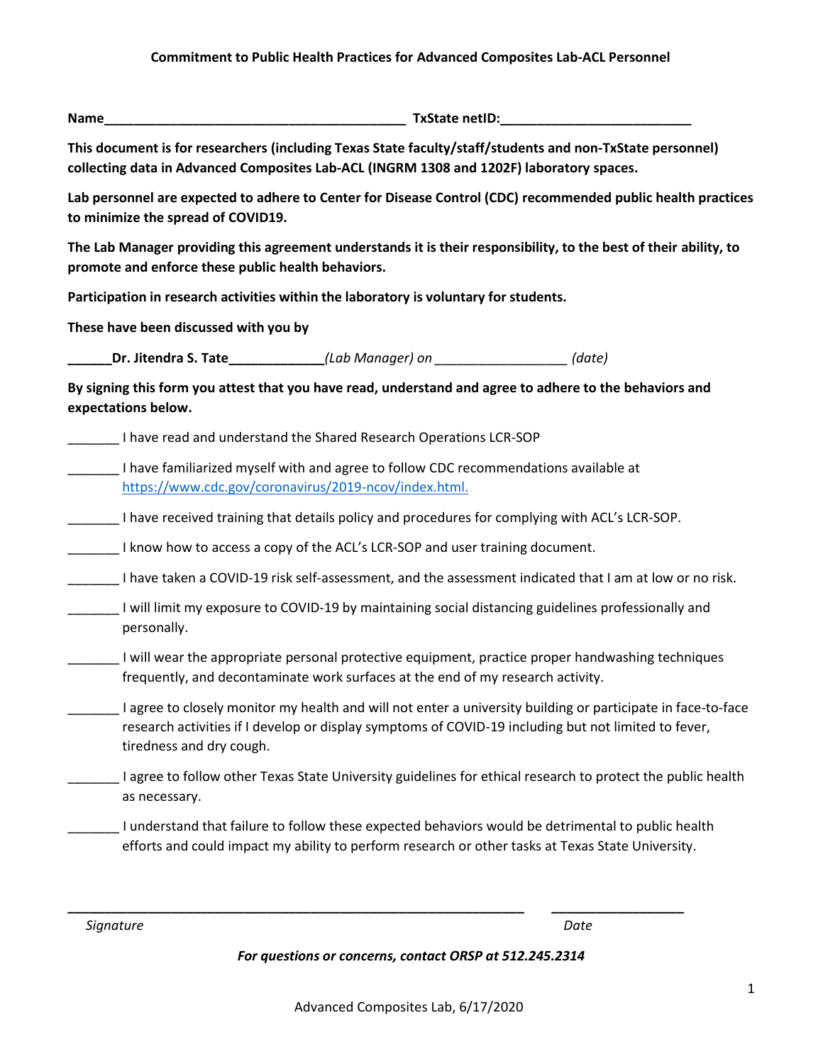**Commitment to Public Health Practices for Advanced Composites Lab-ACL Personnel**

**Name\_\_\_\_\_\_\_\_\_\_\_\_\_\_\_\_\_\_\_\_\_\_\_\_\_\_\_\_\_\_\_\_\_\_\_\_\_\_\_\_\_\_ TxState netID:\_\_\_\_\_\_\_\_\_\_\_\_\_\_\_\_\_\_\_\_\_\_\_\_\_\_\_**

**This document is for researchers (including Texas State faculty/staff/students and non-TxState personnel) collecting data in Advanced Composites Lab-ACL (INGRM 1308 and 1202F) laboratory spaces.**

**Lab personnel are expected to adhere to Center for Disease Control (CDC) recommended public health practices to minimize the spread of COVID19.**

**The Lab Manager providing this agreement understands it is their responsibility, to the best of their ability, to promote and enforce these public health behaviors.**

**Participation in research activities within the laboratory is voluntary for students.**

**These have been discussed with you by**

**\_\_\_\_\_\_Dr. Jitendra S. Tate\_\_\_\_\_\_\_\_\_\_\_\_\_** *(Lab Manager) on* \_\_\_\_\_\_\_\_\_\_\_\_\_\_\_\_\_\_ *(date)*

**By signing this form you attest that you have read, understand and agree to adhere to the behaviors and expectations below.**

\_\_\_\_\_\_\_ I have read and understand the Shared Research Operations LCR-SOP

\_\_\_\_\_\_\_ I have familiarized myself with and agree to follow CDC recommendations available at https://www.cdc.gov/coronavirus/2019-ncov/index.html.

\_\_\_\_\_\_\_ I have received training that details policy and procedures for complying with ACL's LCR-SOP.

\_\_\_\_\_\_\_ I know how to access a copy of the ACL's LCR-SOP and user training document.

\_\_\_\_\_\_\_ I have taken a COVID-19 risk self-assessment, and the assessment indicated that I am at low or no risk.

\_\_\_\_\_\_\_ I will limit my exposure to COVID-19 by maintaining social distancing guidelines professionally and personally.

\_\_\_\_\_\_\_ I will wear the appropriate personal protective equipment, practice proper handwashing techniques frequently, and decontaminate work surfaces at the end of my research activity.

\_\_\_\_\_\_\_ I agree to closely monitor my health and will not enter a university building or participate in face-to-face research activities if I develop or display symptoms of COVID-19 including but not limited to fever, tiredness and dry cough.

\_\_\_\_\_\_\_ I agree to follow other Texas State University guidelines for ethical research to protect the public health as necessary.

\_\_\_\_\_\_\_ I understand that failure to follow these expected behaviors would be detrimental to public health efforts and could impact my ability to perform research or other tasks at Texas State University.

\_\_\_\_\_\_\_\_\_\_\_\_\_\_\_\_\_\_\_\_\_\_\_\_\_\_\_\_\_\_\_\_\_\_\_\_\_\_\_\_\_\_\_\_\_\_\_\_\_\_\_\_\_\_\_\_\_\_\_\_\_\_ \_\_\_\_\_\_\_\_\_\_\_\_\_\_\_\_\_\_\_

*Signature* *Date*

***For questions or concerns, contact ORSP at 512.245.2314***

Advanced Composites Lab, 6/17/2020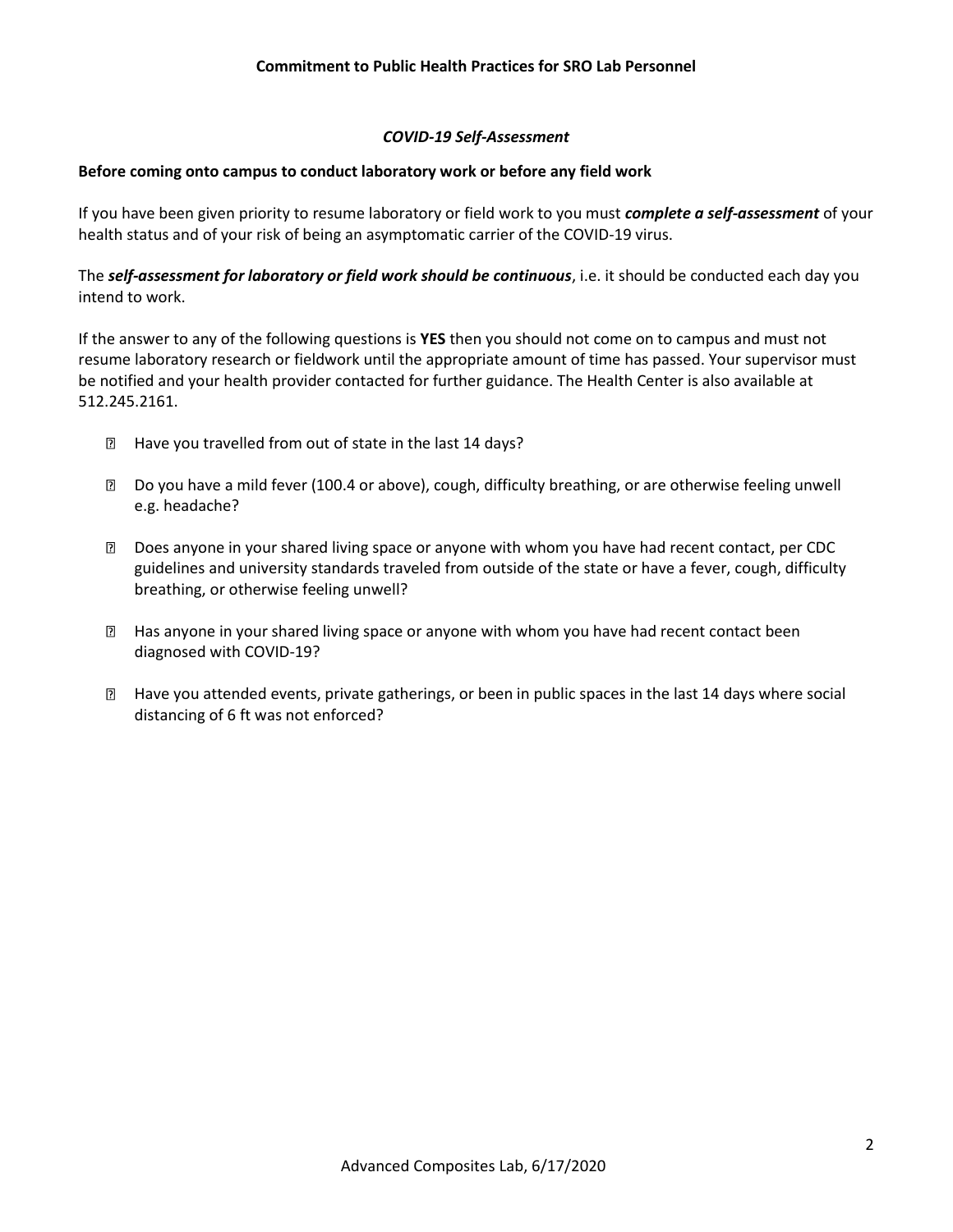**Commitment to Public Health Practices for SRO Lab Personnel**

*COVID-19 Self-Assessment*

**Before coming onto campus to conduct laboratory work or before any field work**

If you have been given priority to resume laboratory or field work to you must ***complete a self-assessment*** of your health status and of your risk of being an asymptomatic carrier of the COVID-19 virus.

The ***self-assessment for laboratory or field work should be continuous***, i.e. it should be conducted each day you intend to work.

If the answer to any of the following questions is **YES** then you should not come on to campus and must not resume laboratory research or fieldwork until the appropriate amount of time has passed. Your supervisor must be notified and your health provider contacted for further guidance. The Health Center is also available at 512.245.2161.

- Have you travelled from out of state in the last 14 days?
- Do you have a mild fever (100.4 or above), cough, difficulty breathing, or are otherwise feeling unwell e.g. headache?
- Does anyone in your shared living space or anyone with whom you have had recent contact, per CDC guidelines and university standards traveled from outside of the state or have a fever, cough, difficulty breathing, or otherwise feeling unwell?
- Has anyone in your shared living space or anyone with whom you have had recent contact been diagnosed with COVID-19?
- Have you attended events, private gatherings, or been in public spaces in the last 14 days where social distancing of 6 ft was not enforced?

Advanced Composites Lab, 6/17/2020